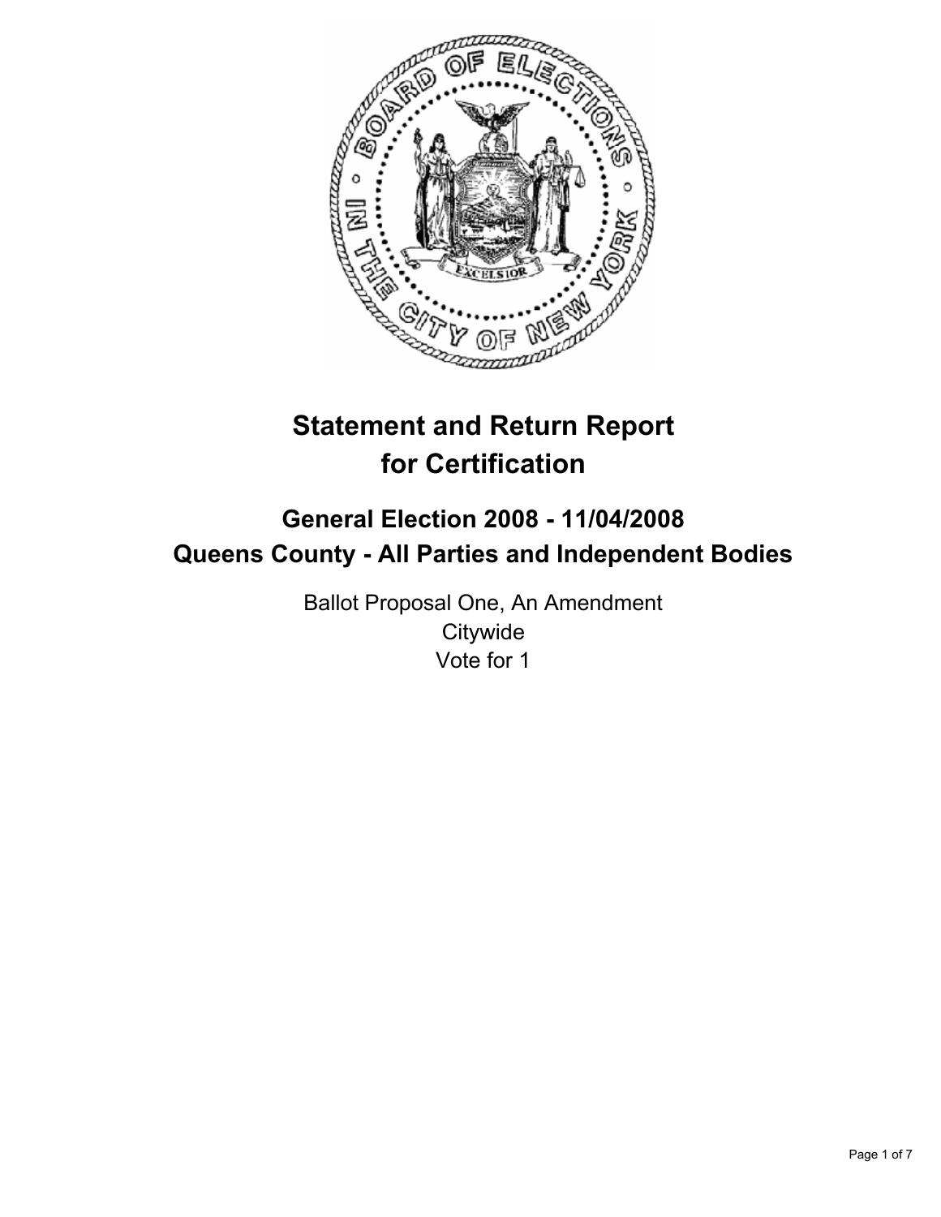# Statement and Return Report for Certification

## General Election 2008 - 11/04/2008
## Queens County - All Parties and Independent Bodies

Ballot Proposal One, An Amendment
Citywide
Vote for 1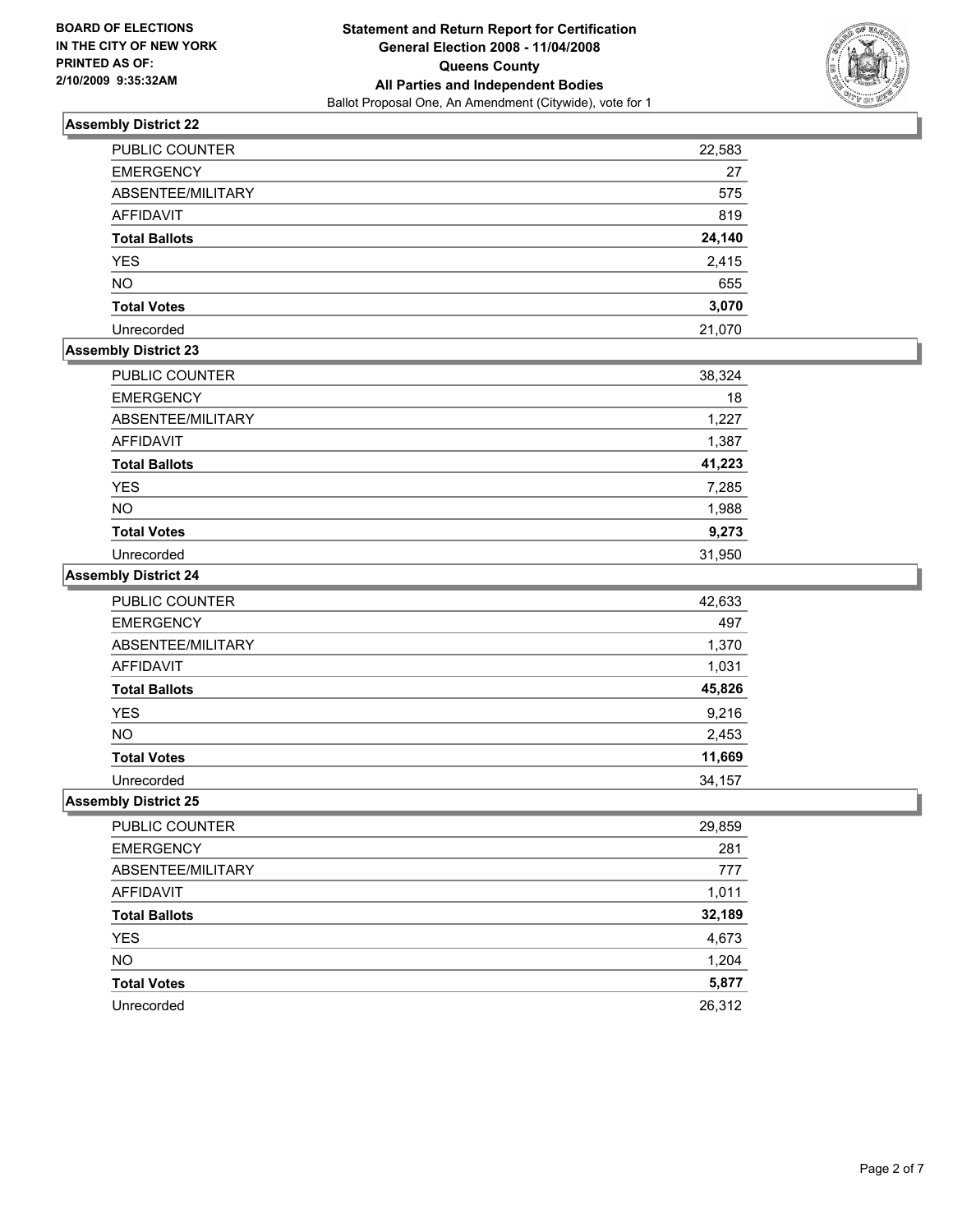**BOARD OF ELECTIONS IN THE CITY OF NEW YORK**
**PRINTED AS OF: 2/10/2009 9:35:32AM**

**Statement and Return Report for Certification**
**General Election 2008 - 11/04/2008**
**Queens County**
**All Parties and Independent Bodies**
Ballot Proposal One, An Amendment (Citywide), vote for 1

### Assembly District 22

| | |
|---|---|
| PUBLIC COUNTER | 22,583 |
| EMERGENCY | 27 |
| ABSENTEE/MILITARY | 575 |
| AFFIDAVIT | 819 |
| **Total Ballots** | **24,140** |
| YES | 2,415 |
| NO | 655 |
| **Total Votes** | **3,070** |
| Unrecorded | 21,070 |

### Assembly District 23

| | |
|---|---|
| PUBLIC COUNTER | 38,324 |
| EMERGENCY | 18 |
| ABSENTEE/MILITARY | 1,227 |
| AFFIDAVIT | 1,387 |
| **Total Ballots** | **41,223** |
| YES | 7,285 |
| NO | 1,988 |
| **Total Votes** | **9,273** |
| Unrecorded | 31,950 |

### Assembly District 24

| | |
|---|---|
| PUBLIC COUNTER | 42,633 |
| EMERGENCY | 497 |
| ABSENTEE/MILITARY | 1,370 |
| AFFIDAVIT | 1,031 |
| **Total Ballots** | **45,826** |
| YES | 9,216 |
| NO | 2,453 |
| **Total Votes** | **11,669** |
| Unrecorded | 34,157 |

### Assembly District 25

| | |
|---|---|
| PUBLIC COUNTER | 29,859 |
| EMERGENCY | 281 |
| ABSENTEE/MILITARY | 777 |
| AFFIDAVIT | 1,011 |
| **Total Ballots** | **32,189** |
| YES | 4,673 |
| NO | 1,204 |
| **Total Votes** | **5,877** |
| Unrecorded | 26,312 |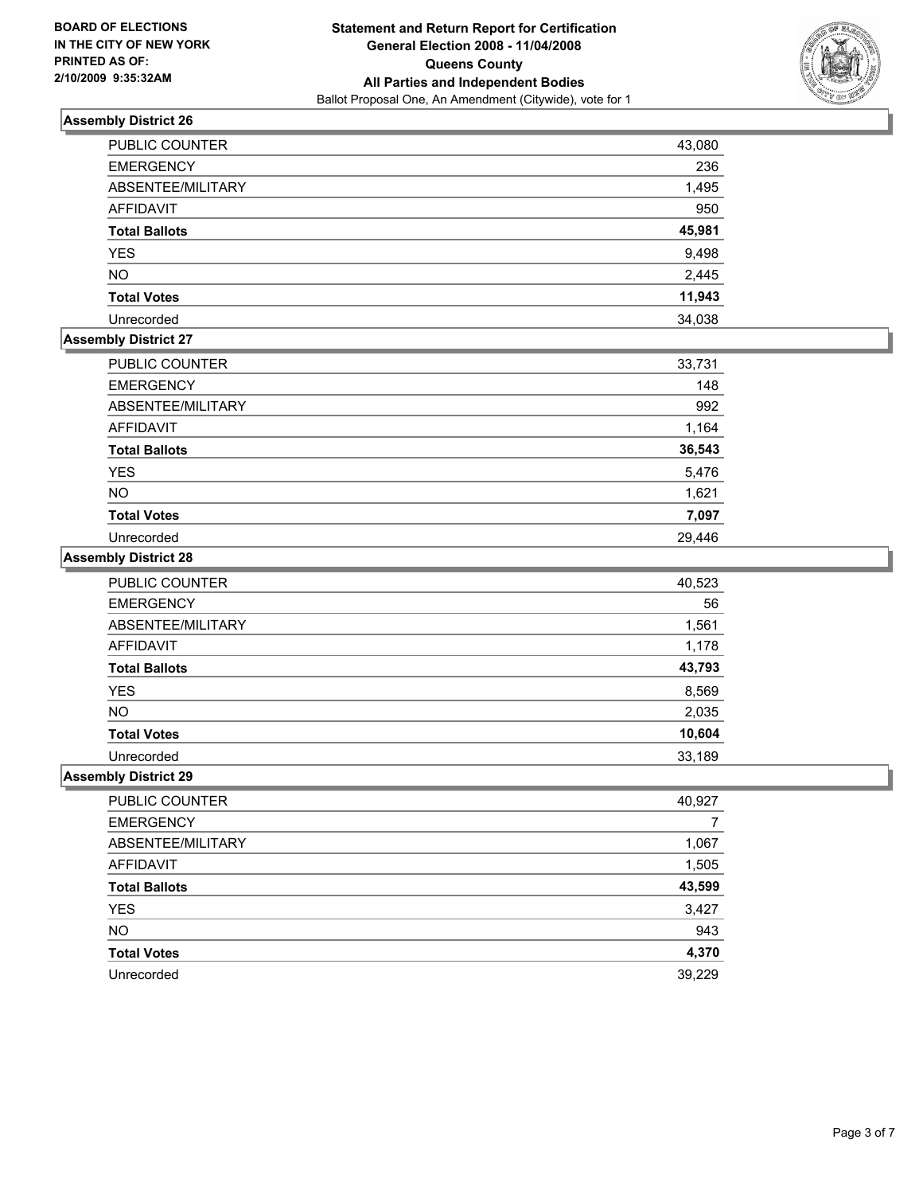**BOARD OF ELECTIONS**
**IN THE CITY OF NEW YORK**
**PRINTED AS OF:**
**2/10/2009 9:35:32AM**

**Statement and Return Report for Certification**
**General Election 2008 - 11/04/2008**
**Queens County**
**All Parties and Independent Bodies**
Ballot Proposal One, An Amendment (Citywide), vote for 1

### Assembly District 26

| | |
|---|---|
| PUBLIC COUNTER | 43,080 |
| EMERGENCY | 236 |
| ABSENTEE/MILITARY | 1,495 |
| AFFIDAVIT | 950 |
| **Total Ballots** | **45,981** |
| YES | 9,498 |
| NO | 2,445 |
| **Total Votes** | **11,943** |
| Unrecorded | 34,038 |

### Assembly District 27

| | |
|---|---|
| PUBLIC COUNTER | 33,731 |
| EMERGENCY | 148 |
| ABSENTEE/MILITARY | 992 |
| AFFIDAVIT | 1,164 |
| **Total Ballots** | **36,543** |
| YES | 5,476 |
| NO | 1,621 |
| **Total Votes** | **7,097** |
| Unrecorded | 29,446 |

### Assembly District 28

| | |
|---|---|
| PUBLIC COUNTER | 40,523 |
| EMERGENCY | 56 |
| ABSENTEE/MILITARY | 1,561 |
| AFFIDAVIT | 1,178 |
| **Total Ballots** | **43,793** |
| YES | 8,569 |
| NO | 2,035 |
| **Total Votes** | **10,604** |
| Unrecorded | 33,189 |

### Assembly District 29

| | |
|---|---|
| PUBLIC COUNTER | 40,927 |
| EMERGENCY | 7 |
| ABSENTEE/MILITARY | 1,067 |
| AFFIDAVIT | 1,505 |
| **Total Ballots** | **43,599** |
| YES | 3,427 |
| NO | 943 |
| **Total Votes** | **4,370** |
| Unrecorded | 39,229 |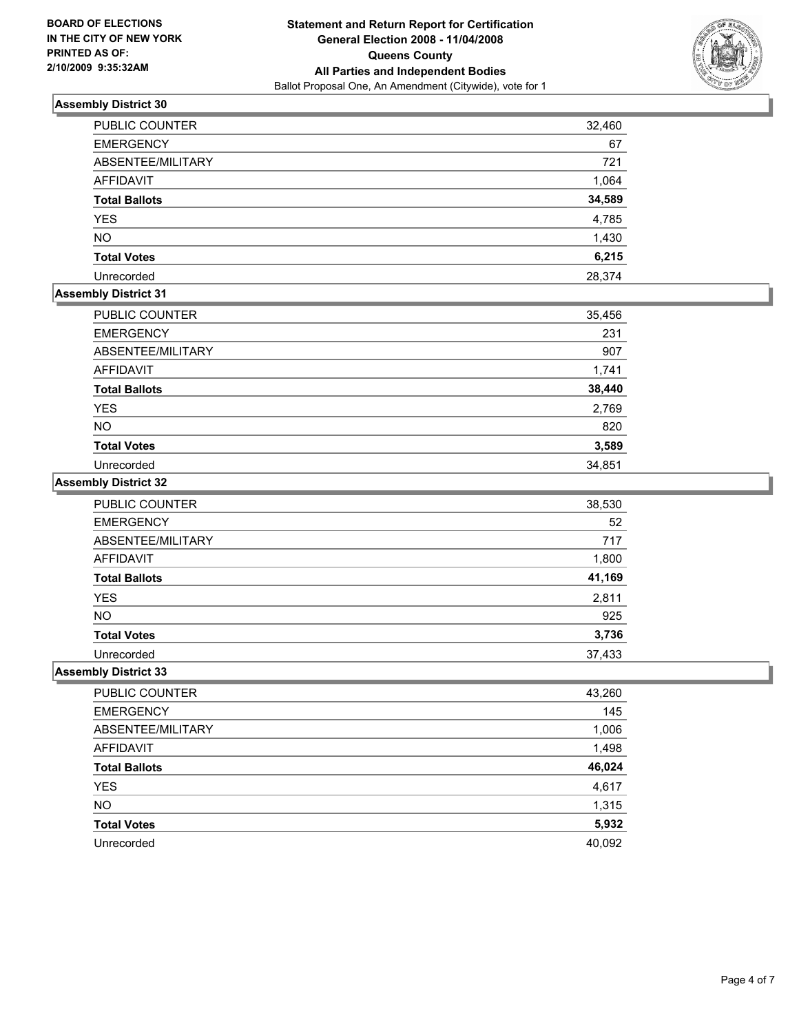**BOARD OF ELECTIONS IN THE CITY OF NEW YORK PRINTED AS OF: 2/10/2009 9:35:32AM**

**Statement and Return Report for Certification General Election 2008 - 11/04/2008 Queens County All Parties and Independent Bodies**

Ballot Proposal One, An Amendment (Citywide), vote for 1

### Assembly District 30

| | |
|---|---|
| PUBLIC COUNTER | 32,460 |
| EMERGENCY | 67 |
| ABSENTEE/MILITARY | 721 |
| AFFIDAVIT | 1,064 |
| **Total Ballots** | **34,589** |
| YES | 4,785 |
| NO | 1,430 |
| **Total Votes** | **6,215** |
| Unrecorded | 28,374 |

### Assembly District 31

| | |
|---|---|
| PUBLIC COUNTER | 35,456 |
| EMERGENCY | 231 |
| ABSENTEE/MILITARY | 907 |
| AFFIDAVIT | 1,741 |
| **Total Ballots** | **38,440** |
| YES | 2,769 |
| NO | 820 |
| **Total Votes** | **3,589** |
| Unrecorded | 34,851 |

### Assembly District 32

| | |
|---|---|
| PUBLIC COUNTER | 38,530 |
| EMERGENCY | 52 |
| ABSENTEE/MILITARY | 717 |
| AFFIDAVIT | 1,800 |
| **Total Ballots** | **41,169** |
| YES | 2,811 |
| NO | 925 |
| **Total Votes** | **3,736** |
| Unrecorded | 37,433 |

### Assembly District 33

| | |
|---|---|
| PUBLIC COUNTER | 43,260 |
| EMERGENCY | 145 |
| ABSENTEE/MILITARY | 1,006 |
| AFFIDAVIT | 1,498 |
| **Total Ballots** | **46,024** |
| YES | 4,617 |
| NO | 1,315 |
| **Total Votes** | **5,932** |
| Unrecorded | 40,092 |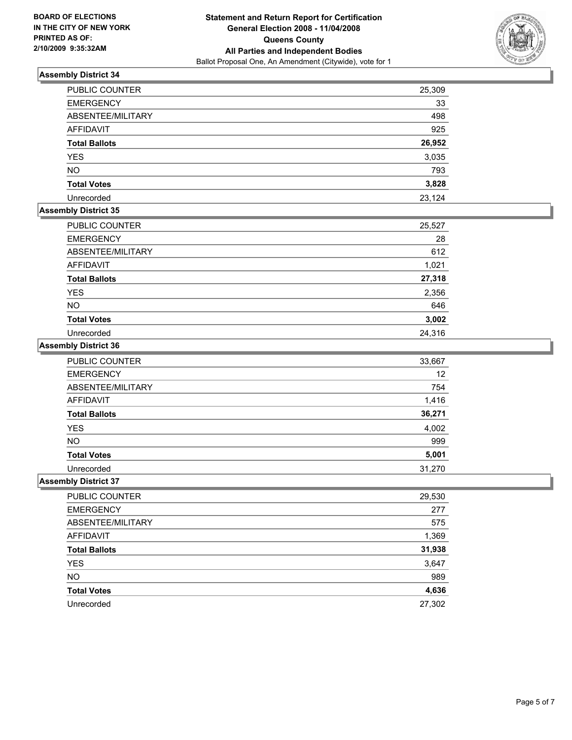BOARD OF ELECTIONS
IN THE CITY OF NEW YORK
PRINTED AS OF:
2/10/2009 9:35:32AM

**Statement and Return Report for Certification**
**General Election 2008 - 11/04/2008**
**Queens County**
**All Parties and Independent Bodies**
Ballot Proposal One, An Amendment (Citywide), vote for 1

### Assembly District 34

| | |
|---|---|
| PUBLIC COUNTER | 25,309 |
| EMERGENCY | 33 |
| ABSENTEE/MILITARY | 498 |
| AFFIDAVIT | 925 |
| **Total Ballots** | **26,952** |
| YES | 3,035 |
| NO | 793 |
| **Total Votes** | **3,828** |
| Unrecorded | 23,124 |

### Assembly District 35

| | |
|---|---|
| PUBLIC COUNTER | 25,527 |
| EMERGENCY | 28 |
| ABSENTEE/MILITARY | 612 |
| AFFIDAVIT | 1,021 |
| **Total Ballots** | **27,318** |
| YES | 2,356 |
| NO | 646 |
| **Total Votes** | **3,002** |
| Unrecorded | 24,316 |

### Assembly District 36

| | |
|---|---|
| PUBLIC COUNTER | 33,667 |
| EMERGENCY | 12 |
| ABSENTEE/MILITARY | 754 |
| AFFIDAVIT | 1,416 |
| **Total Ballots** | **36,271** |
| YES | 4,002 |
| NO | 999 |
| **Total Votes** | **5,001** |
| Unrecorded | 31,270 |

### Assembly District 37

| | |
|---|---|
| PUBLIC COUNTER | 29,530 |
| EMERGENCY | 277 |
| ABSENTEE/MILITARY | 575 |
| AFFIDAVIT | 1,369 |
| **Total Ballots** | **31,938** |
| YES | 3,647 |
| NO | 989 |
| **Total Votes** | **4,636** |
| Unrecorded | 27,302 |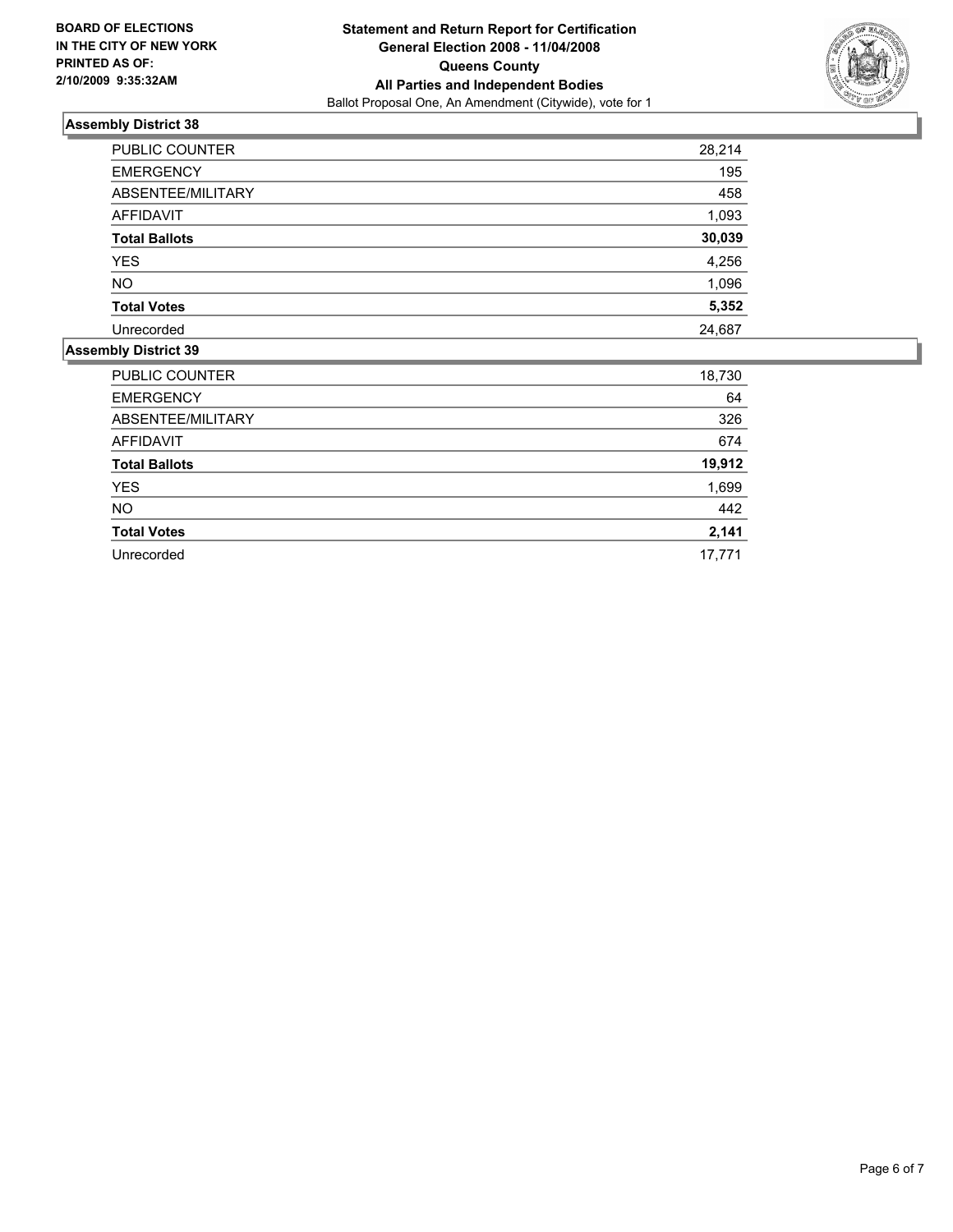**BOARD OF ELECTIONS IN THE CITY OF NEW YORK PRINTED AS OF: 2/10/2009 9:35:32AM**

**Statement and Return Report for Certification**
**General Election 2008 - 11/04/2008**
**Queens County**
**All Parties and Independent Bodies**
Ballot Proposal One, An Amendment (Citywide), vote for 1

## Assembly District 38

| | |
|---|---|
| PUBLIC COUNTER | 28,214 |
| EMERGENCY | 195 |
| ABSENTEE/MILITARY | 458 |
| AFFIDAVIT | 1,093 |
| **Total Ballots** | **30,039** |
| YES | 4,256 |
| NO | 1,096 |
| **Total Votes** | **5,352** |
| Unrecorded | 24,687 |

## Assembly District 39

| | |
|---|---|
| PUBLIC COUNTER | 18,730 |
| EMERGENCY | 64 |
| ABSENTEE/MILITARY | 326 |
| AFFIDAVIT | 674 |
| **Total Ballots** | **19,912** |
| YES | 1,699 |
| NO | 442 |
| **Total Votes** | **2,141** |
| Unrecorded | 17,771 |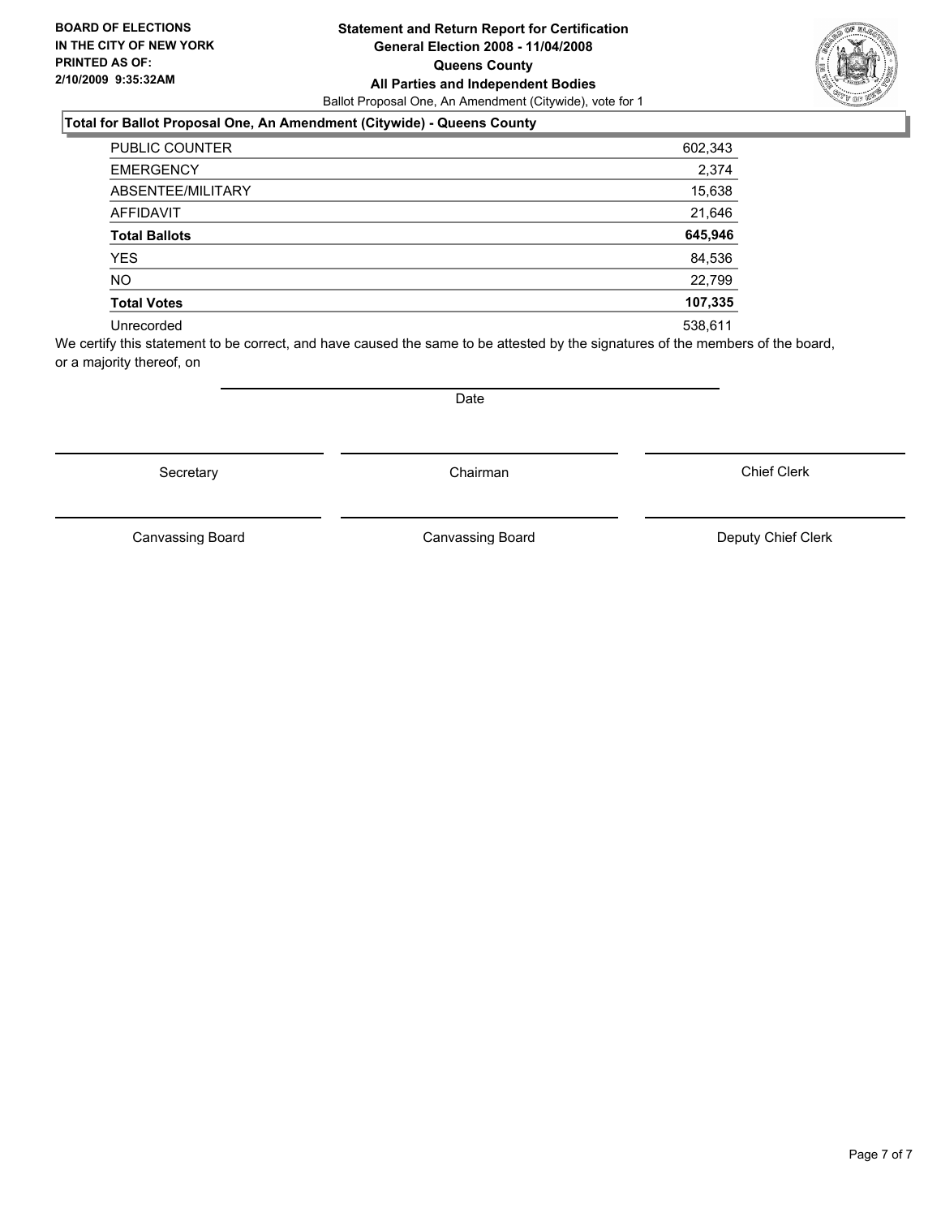**BOARD OF ELECTIONS IN THE CITY OF NEW YORK**
**PRINTED AS OF:**
**2/10/2009 9:35:32AM**

**Statement and Return Report for Certification**
**General Election 2008 - 11/04/2008**
**Queens County**
**All Parties and Independent Bodies**
Ballot Proposal One, An Amendment (Citywide), vote for 1

### Total for Ballot Proposal One, An Amendment (Citywide) - Queens County

| | |
|---|---|
| PUBLIC COUNTER | 602,343 |
| EMERGENCY | 2,374 |
| ABSENTEE/MILITARY | 15,638 |
| AFFIDAVIT | 21,646 |
| **Total Ballots** | **645,946** |
| YES | 84,536 |
| NO | 22,799 |
| **Total Votes** | **107,335** |
| Unrecorded | 538,611 |

We certify this statement to be correct, and have caused the same to be attested by the signatures of the members of the board, or a majority thereof, on

Date

Secretary | Chairman | Chief Clerk

Canvassing Board | Canvassing Board | Deputy Chief Clerk